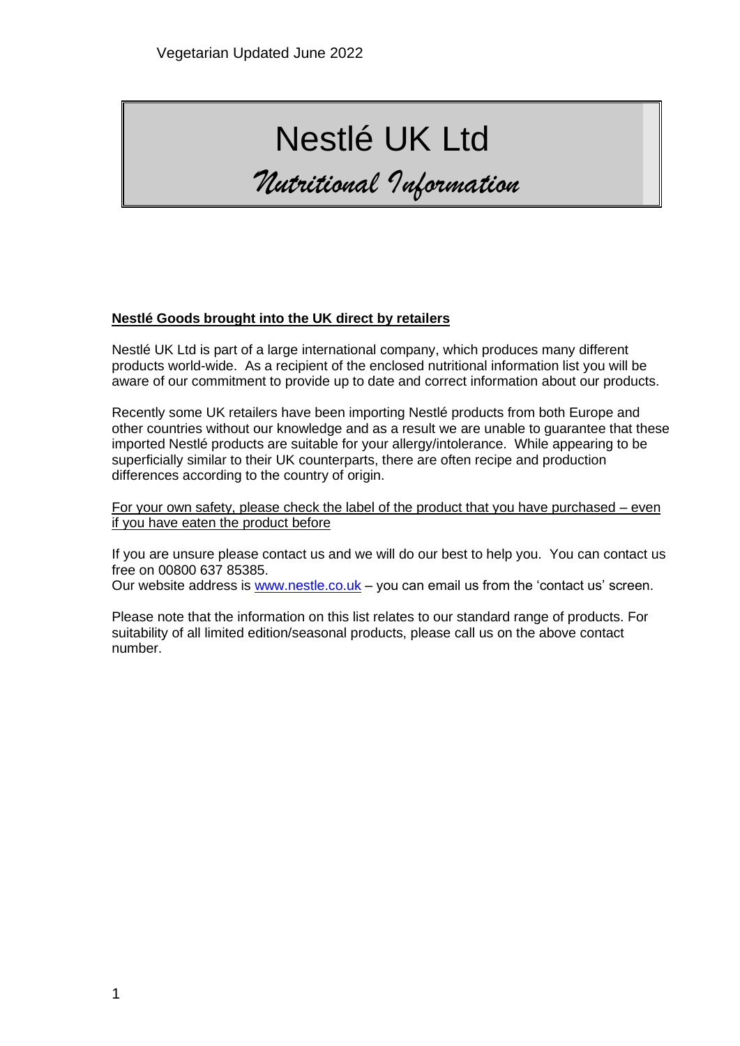Vegetarian Updated June 2022

# Nestlé UK Ltd

## *Nutritional Information*

**Nestlé Goods brought into the UK direct by retailers**

Nestlé UK Ltd is part of a large international company, which produces many different products world-wide. As a recipient of the enclosed nutritional information list you will be aware of our commitment to provide up to date and correct information about our products.

Recently some UK retailers have been importing Nestlé products from both Europe and other countries without our knowledge and as a result we are unable to guarantee that these imported Nestlé products are suitable for your allergy/intolerance. While appearing to be superficially similar to their UK counterparts, there are often recipe and production differences according to the country of origin.

For your own safety, please check the label of the product that you have purchased – even if you have eaten the product before

If you are unsure please contact us and we will do our best to help you. You can contact us free on 00800 637 85385.
Our website address is www.nestle.co.uk – you can email us from the 'contact us' screen.

Please note that the information on this list relates to our standard range of products. For suitability of all limited edition/seasonal products, please call us on the above contact number.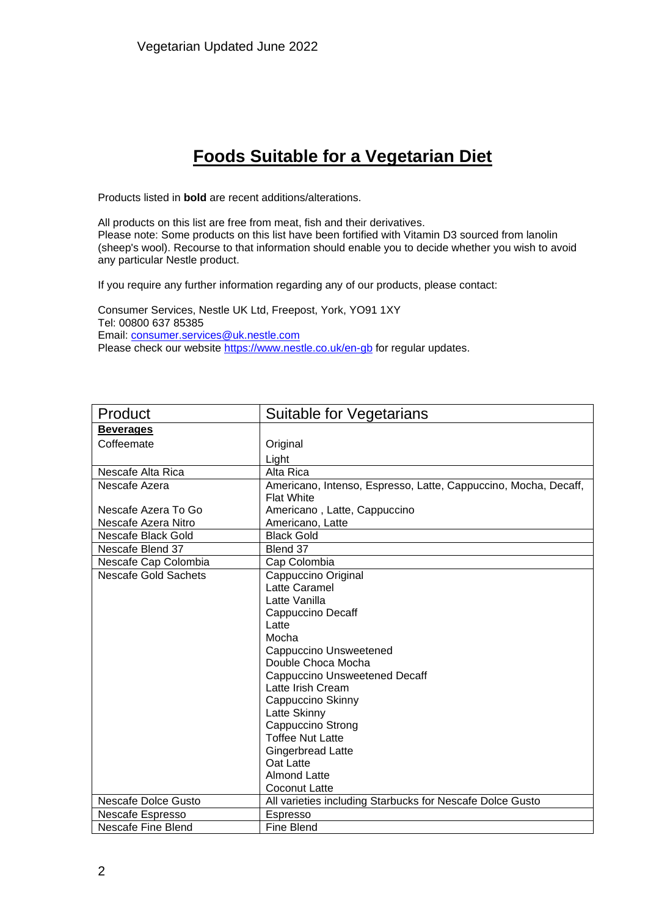Vegetarian Updated June 2022

# Foods Suitable for a Vegetarian Diet

Products listed in **bold** are recent additions/alterations.

All products on this list are free from meat, fish and their derivatives.
Please note: Some products on this list have been fortified with Vitamin D3 sourced from lanolin (sheep's wool). Recourse to that information should enable you to decide whether you wish to avoid any particular Nestle product.

If you require any further information regarding any of our products, please contact:

Consumer Services, Nestle UK Ltd, Freepost, York, YO91 1XY
Tel: 00800 637 85385
Email: consumer.services@uk.nestle.com
Please check our website https://www.nestle.co.uk/en-gb for regular updates.

| Product | Suitable for Vegetarians |
|---|---|
| **Beverages** | |
| Coffeemate | Original<br>Light |
| Nescafe Alta Rica | Alta Rica |
| Nescafe Azera<br><br>Nescafe Azera To Go<br>Nescafe Azera Nitro | Americano, Intenso, Espresso, Latte, Cappuccino, Mocha, Decaff, Flat White<br>Americano , Latte, Cappuccino<br>Americano, Latte |
| Nescafe Black Gold | Black Gold |
| Nescafe Blend 37 | Blend 37 |
| Nescafe Cap Colombia | Cap Colombia |
| Nescafe Gold Sachets | Cappuccino Original<br>Latte Caramel<br>Latte Vanilla<br>Cappuccino Decaff<br>Latte<br>Mocha<br>Cappuccino Unsweetened<br>Double Choca Mocha<br>Cappuccino Unsweetened Decaff<br>Latte Irish Cream<br>Cappuccino Skinny<br>Latte Skinny<br>Cappuccino Strong<br>Toffee Nut Latte<br>Gingerbread Latte<br>Oat Latte<br>Almond Latte<br>Coconut Latte |
| Nescafe Dolce Gusto | All varieties including Starbucks for Nescafe Dolce Gusto |
| Nescafe Espresso | Espresso |
| Nescafe Fine Blend | Fine Blend |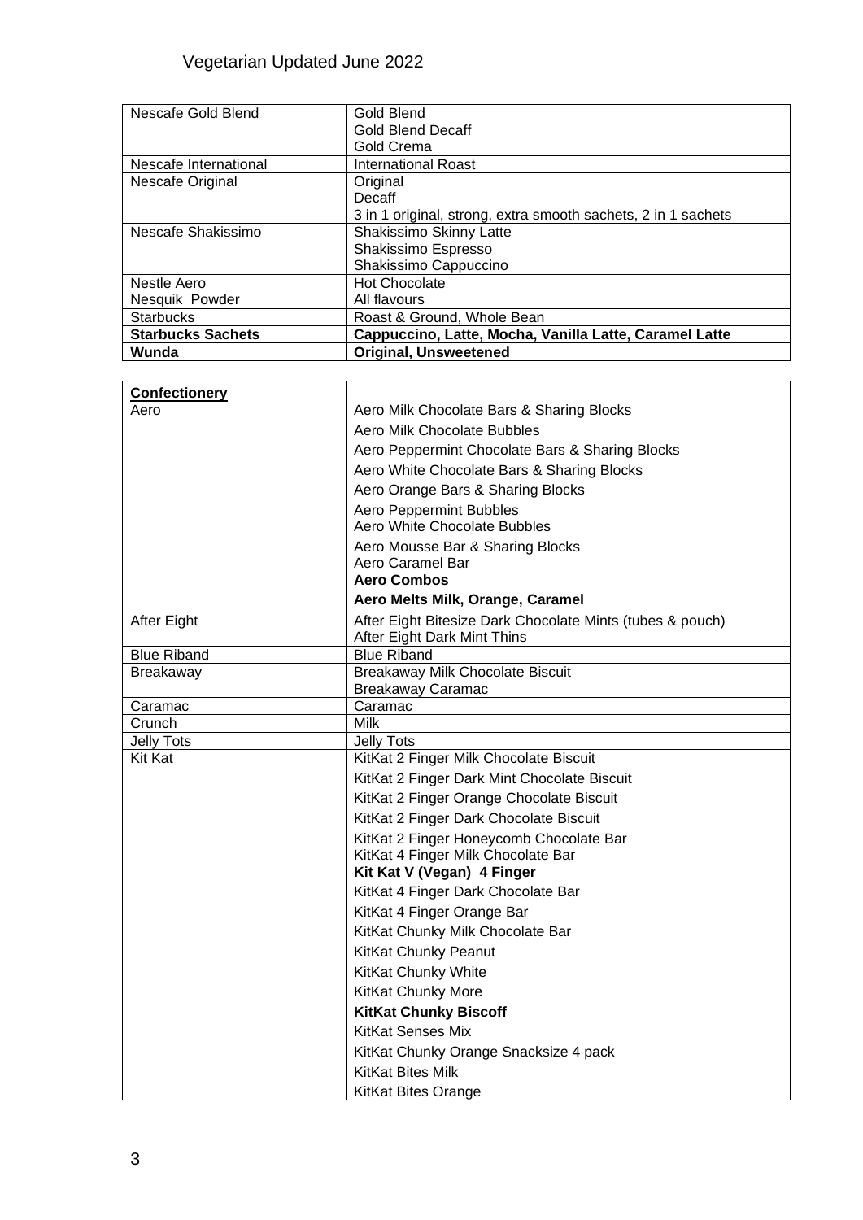| | |
|---|---|
| Nescafe Gold Blend | Gold Blend<br>Gold Blend Decaff<br>Gold Crema |
| Nescafe International | International Roast |
| Nescafe Original | Original<br>Decaff<br>3 in 1 original, strong, extra smooth sachets, 2 in 1 sachets |
| Nescafe Shakissimo | Shakissimo Skinny Latte<br>Shakissimo Espresso<br>Shakissimo Cappuccino |
| Nestle Aero | Hot Chocolate |
| Nesquik Powder | All flavours |
| Starbucks | Roast & Ground, Whole Bean |
| **Starbucks Sachets** | **Cappuccino, Latte, Mocha, Vanilla Latte, Caramel Latte** |
| **Wunda** | **Original, Unsweetened** |

| **Confectionery** | |
|---|---|
| Aero | Aero Milk Chocolate Bars & Sharing Blocks<br>Aero Milk Chocolate Bubbles<br>Aero Peppermint Chocolate Bars & Sharing Blocks<br>Aero White Chocolate Bars & Sharing Blocks<br>Aero Orange Bars & Sharing Blocks<br>Aero Peppermint Bubbles<br>Aero White Chocolate Bubbles<br>Aero Mousse Bar & Sharing Blocks<br>Aero Caramel Bar<br>**Aero Combos**<br>**Aero Melts Milk, Orange, Caramel** |
| After Eight | After Eight Bitesize Dark Chocolate Mints (tubes & pouch)<br>After Eight Dark Mint Thins |
| Blue Riband | Blue Riband |
| Breakaway | Breakaway Milk Chocolate Biscuit<br>Breakaway Caramac |
| Caramac | Caramac |
| Crunch | Milk |
| Jelly Tots | Jelly Tots |
| Kit Kat | KitKat 2 Finger Milk Chocolate Biscuit<br>KitKat 2 Finger Dark Mint Chocolate Biscuit<br>KitKat 2 Finger Orange Chocolate Biscuit<br>KitKat 2 Finger Dark Chocolate Biscuit<br>KitKat 2 Finger Honeycomb Chocolate Bar<br>KitKat 4 Finger Milk Chocolate Bar<br>**Kit Kat V (Vegan) 4 Finger**<br>KitKat 4 Finger Dark Chocolate Bar<br>KitKat 4 Finger Orange Bar<br>KitKat Chunky Milk Chocolate Bar<br>KitKat Chunky Peanut<br>KitKat Chunky White<br>KitKat Chunky More<br>**KitKat Chunky Biscoff**<br>KitKat Senses Mix<br>KitKat Chunky Orange Snacksize 4 pack<br>KitKat Bites Milk<br>KitKat Bites Orange |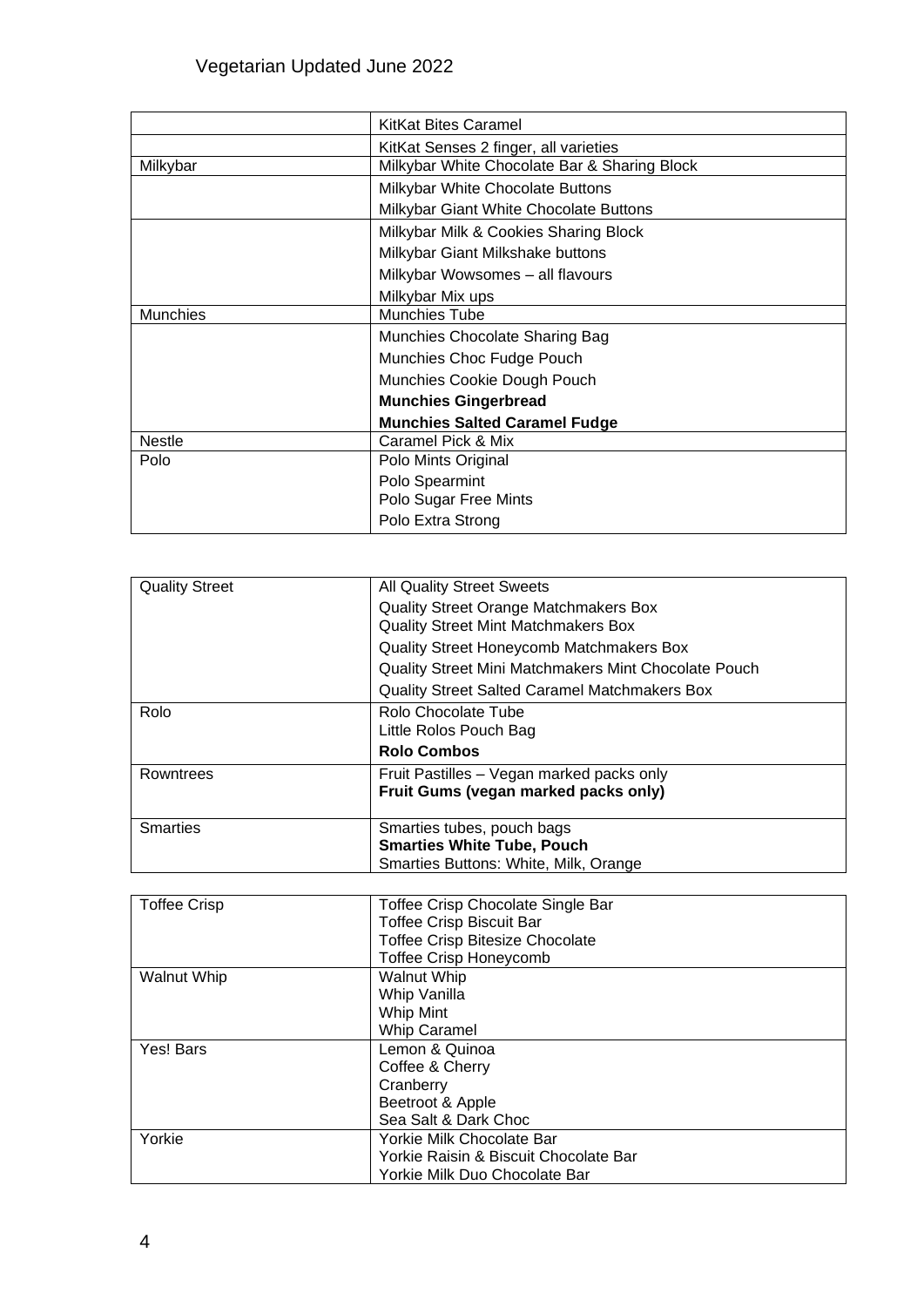Vegetarian Updated June 2022

| | |
|---|---|
| | KitKat Bites Caramel |
| | KitKat Senses 2 finger, all varieties |
| Milkybar | Milkybar White Chocolate Bar & Sharing Block |
| | Milkybar White Chocolate Buttons<br>Milkybar Giant White Chocolate Buttons |
| | Milkybar Milk & Cookies Sharing Block<br>Milkybar Giant Milkshake buttons<br>Milkybar Wowsomes – all flavours<br>Milkybar Mix ups |
| Munchies | Munchies Tube |
| | Munchies Chocolate Sharing Bag<br>Munchies Choc Fudge Pouch<br>Munchies Cookie Dough Pouch<br>**Munchies Gingerbread**<br>**Munchies Salted Caramel Fudge** |
| Nestle | Caramel Pick & Mix |
| Polo | Polo Mints Original<br>Polo Spearmint<br>Polo Sugar Free Mints<br>Polo Extra Strong |

| | |
|---|---|
| Quality Street | All Quality Street Sweets<br>Quality Street Orange Matchmakers Box<br>Quality Street Mint Matchmakers Box<br>Quality Street Honeycomb Matchmakers Box<br>Quality Street Mini Matchmakers Mint Chocolate Pouch<br>Quality Street Salted Caramel Matchmakers Box |
| Rolo | Rolo Chocolate Tube<br>Little Rolos Pouch Bag<br>**Rolo Combos** |
| Rowntrees | Fruit Pastilles – Vegan marked packs only<br>**Fruit Gums (vegan marked packs only)** |
| Smarties | Smarties tubes, pouch bags<br>**Smarties White Tube, Pouch**<br>Smarties Buttons: White, Milk, Orange |

| | |
|---|---|
| Toffee Crisp | Toffee Crisp Chocolate Single Bar<br>Toffee Crisp Biscuit Bar<br>Toffee Crisp Bitesize Chocolate<br>Toffee Crisp Honeycomb |
| Walnut Whip | Walnut Whip<br>Whip Vanilla<br>Whip Mint<br>Whip Caramel |
| Yes! Bars | Lemon & Quinoa<br>Coffee & Cherry<br>Cranberry<br>Beetroot & Apple<br>Sea Salt & Dark Choc |
| Yorkie | Yorkie Milk Chocolate Bar<br>Yorkie Raisin & Biscuit Chocolate Bar<br>Yorkie Milk Duo Chocolate Bar |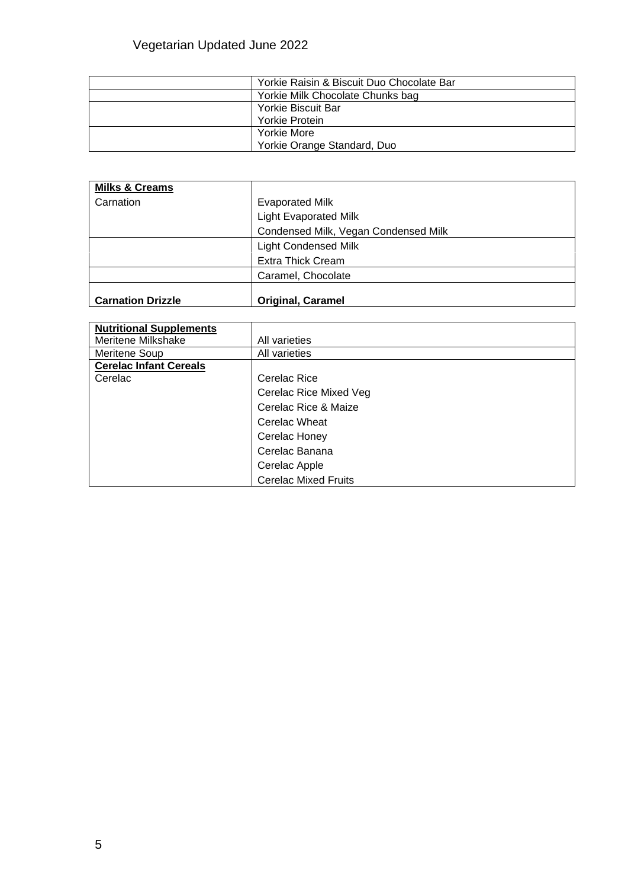| | |
|---|---|
| | Yorkie Raisin & Biscuit Duo Chocolate Bar |
| | Yorkie Milk Chocolate Chunks bag |
| | Yorkie Biscuit Bar<br>Yorkie Protein |
| | Yorkie More<br>Yorkie Orange Standard, Duo |

| **Milks & Creams** | |
|---|---|
| Carnation | Evaporated Milk |
| | Light Evaporated Milk |
| | Condensed Milk, Vegan Condensed Milk |
| | Light Condensed Milk |
| | Extra Thick Cream |
| | Caramel, Chocolate |
| **Carnation Drizzle** | **Original, Caramel** |

| **Nutritional Supplements** | |
|---|---|
| Meritene Milkshake | All varieties |
| Meritene Soup | All varieties |
| **Cerelac Infant Cereals** | |
| Cerelac | Cerelac Rice |
| | Cerelac Rice Mixed Veg |
| | Cerelac Rice & Maize |
| | Cerelac Wheat |
| | Cerelac Honey |
| | Cerelac Banana |
| | Cerelac Apple |
| | Cerelac Mixed Fruits |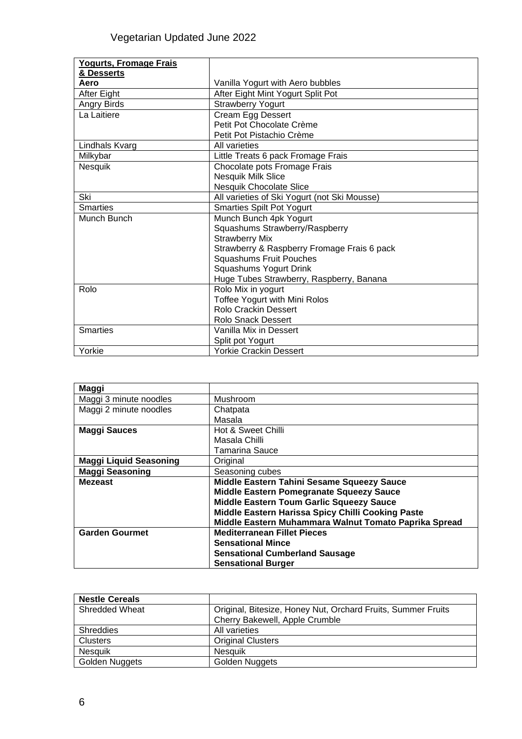Vegetarian Updated June 2022

| **Yogurts, Fromage Frais & Desserts** | |
|---|---|
| **Aero** | Vanilla Yogurt with Aero bubbles |
| After Eight | After Eight Mint Yogurt Split Pot |
| Angry Birds | Strawberry Yogurt |
| La Laitiere | Cream Egg Dessert<br>Petit Pot Chocolate Crème<br>Petit Pot Pistachio Crème |
| Lindhals Kvarg | All varieties |
| Milkybar | Little Treats 6 pack Fromage Frais |
| Nesquik | Chocolate pots Fromage Frais<br>Nesquik Milk Slice<br>Nesquik Chocolate Slice |
| Ski | All varieties of Ski Yogurt (not Ski Mousse) |
| Smarties | Smarties Spilt Pot Yogurt |
| Munch Bunch | Munch Bunch 4pk Yogurt<br>Squashums Strawberry/Raspberry<br>Strawberry Mix<br>Strawberry & Raspberry Fromage Frais 6 pack<br>Squashums Fruit Pouches<br>Squashums Yogurt Drink<br>Huge Tubes Strawberry, Raspberry, Banana |
| Rolo | Rolo Mix in yogurt<br>Toffee Yogurt with Mini Rolos<br>Rolo Crackin Dessert<br>Rolo Snack Dessert |
| Smarties | Vanilla Mix in Dessert<br>Split pot Yogurt |
| Yorkie | Yorkie Crackin Dessert |

| **Maggi** | |
|---|---|
| Maggi 3 minute noodles | Mushroom |
| Maggi 2 minute noodles | Chatpata<br>Masala |
| **Maggi Sauces** | Hot & Sweet Chilli<br>Masala Chilli<br>Tamarina Sauce |
| **Maggi Liquid Seasoning** | Original |
| **Maggi Seasoning** | Seasoning cubes |
| **Mezeast** | **Middle Eastern Tahini Sesame Squeezy Sauce**<br>**Middle Eastern Pomegranate Squeezy Sauce**<br>**Middle Eastern Toum Garlic Squeezy Sauce**<br>**Middle Eastern Harissa Spicy Chilli Cooking Paste**<br>**Middle Eastern Muhammara Walnut Tomato Paprika Spread** |
| **Garden Gourmet** | **Mediterranean Fillet Pieces**<br>**Sensational Mince**<br>**Sensational Cumberland Sausage**<br>**Sensational Burger** |

| **Nestle Cereals** | |
|---|---|
| Shredded Wheat | Original, Bitesize, Honey Nut, Orchard Fruits, Summer Fruits Cherry Bakewell, Apple Crumble |
| Shreddies | All varieties |
| Clusters | Original Clusters |
| Nesquik | Nesquik |
| Golden Nuggets | Golden Nuggets |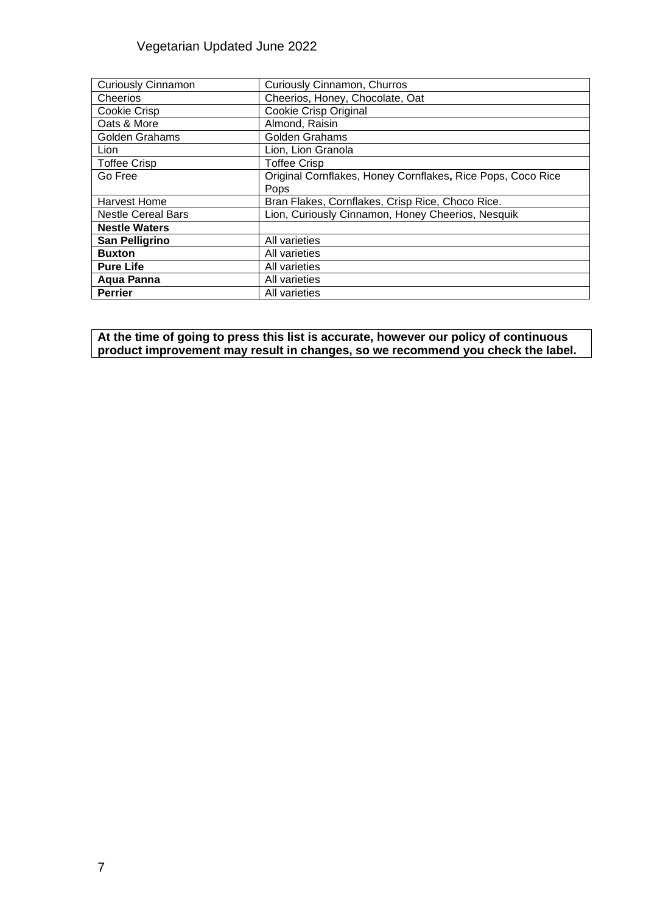| | |
|---|---|
| Curiously Cinnamon | Curiously Cinnamon, Churros |
| Cheerios | Cheerios, Honey, Chocolate, Oat |
| Cookie Crisp | Cookie Crisp Original |
| Oats & More | Almond, Raisin |
| Golden Grahams | Golden Grahams |
| Lion | Lion, Lion Granola |
| Toffee Crisp | Toffee Crisp |
| Go Free | Original Cornflakes, Honey Cornflakes**,** Rice Pops, Coco Rice Pops |
| Harvest Home | Bran Flakes, Cornflakes, Crisp Rice, Choco Rice. |
| Nestle Cereal Bars | Lion, Curiously Cinnamon, Honey Cheerios, Nesquik |
| **Nestle Waters** | |
| **San Pelligrino** | All varieties |
| **Buxton** | All varieties |
| **Pure Life** | All varieties |
| **Aqua Panna** | All varieties |
| **Perrier** | All varieties |

**At the time of going to press this list is accurate, however our policy of continuous product improvement may result in changes, so we recommend you check the label.**